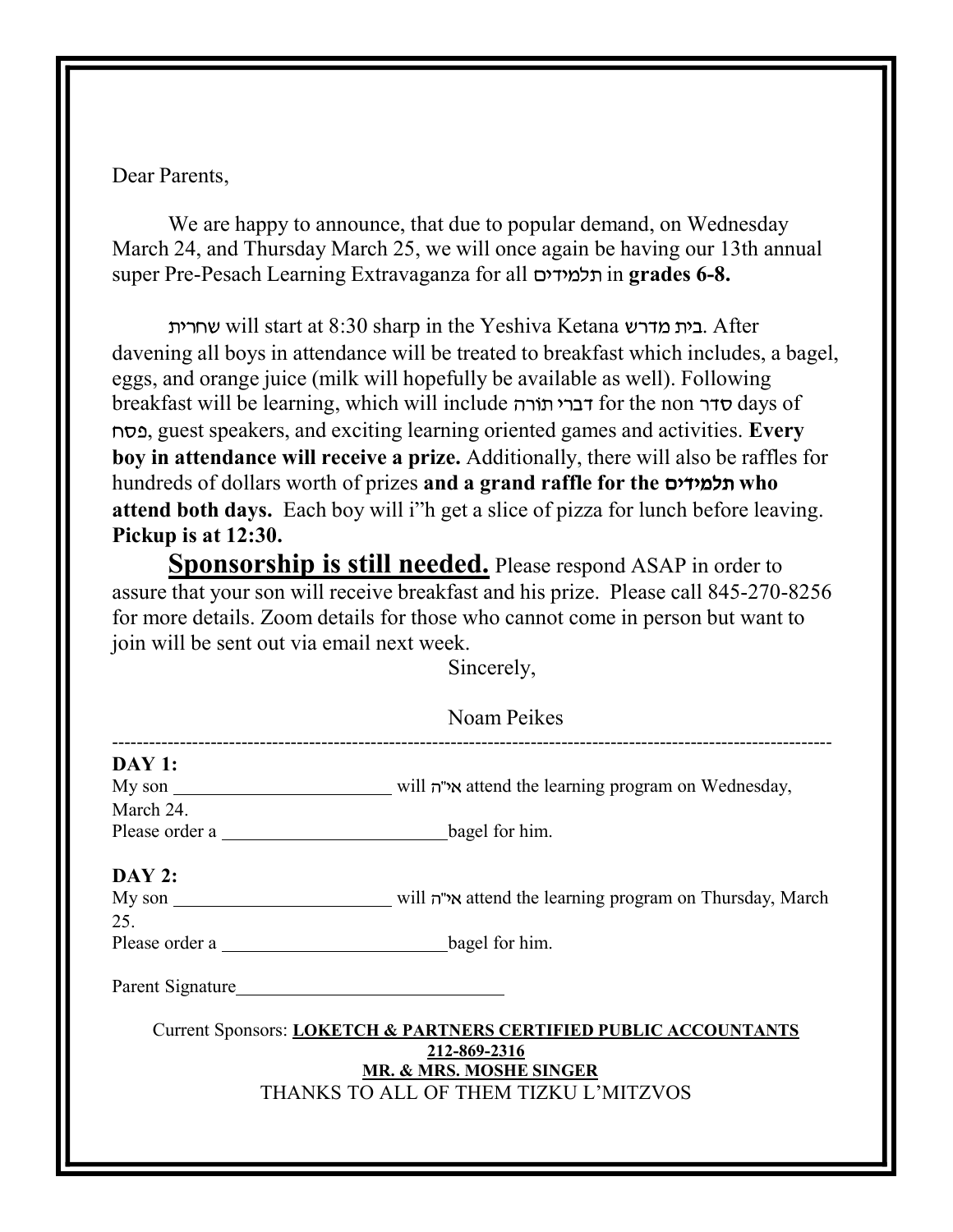Dear Parents,

We are happy to announce, that due to popular demand, on Wednesday March 24, and Thursday March 25, we will once again be having our 13th annual super Pre-Pesach Learning Extravaganza for all תלמידים in **grades 6-8.**

שחרית will start at 8:30 sharp in the Yeshiva Ketana בית מדרש. After davening all boys in attendance will be treated to breakfast which includes, a bagel, eggs, and orange juice (milk will hopefully be available as well). Following breakfast will be learning, which will include דברי תורה for the non סדר days of פסח, guest speakers, and exciting learning oriented games and activities. **Every boy in attendance will receive a prize.** Additionally, there will also be raffles for hundreds of dollars worth of prizes **and a grand raffle for the תלמידים who attend both days.** Each boy will i"h get a slice of pizza for lunch before leaving. **Pickup is at 12:30.**

**<u>Sponsorship is still needed.</u>** Please respond ASAP in order to assure that your son will receive breakfast and his prize. Please call 845-270-8256 for more details. Zoom details for those who cannot come in person but want to join will be sent out via email next week.

Sincerely,

Noam Peikes

---

**DAY 1:**

My son ________________________ will אי"ה attend the learning program on Wednesday, March 24.

Please order a ________________________ bagel for him.

**DAY 2:**

My son ________________________ will אי"ה attend the learning program on Thursday, March 25.

Please order a ________________________ bagel for him.

Parent Signature______________________________

Current Sponsors: **<u>LOKETCH & PARTNERS CERTIFIED PUBLIC ACCOUNTANTS</u>**

**<u>212-869-2316</u>**

**<u>MR. & MRS. MOSHE SINGER</u>**

THANKS TO ALL OF THEM TIZKU L'MITZVOS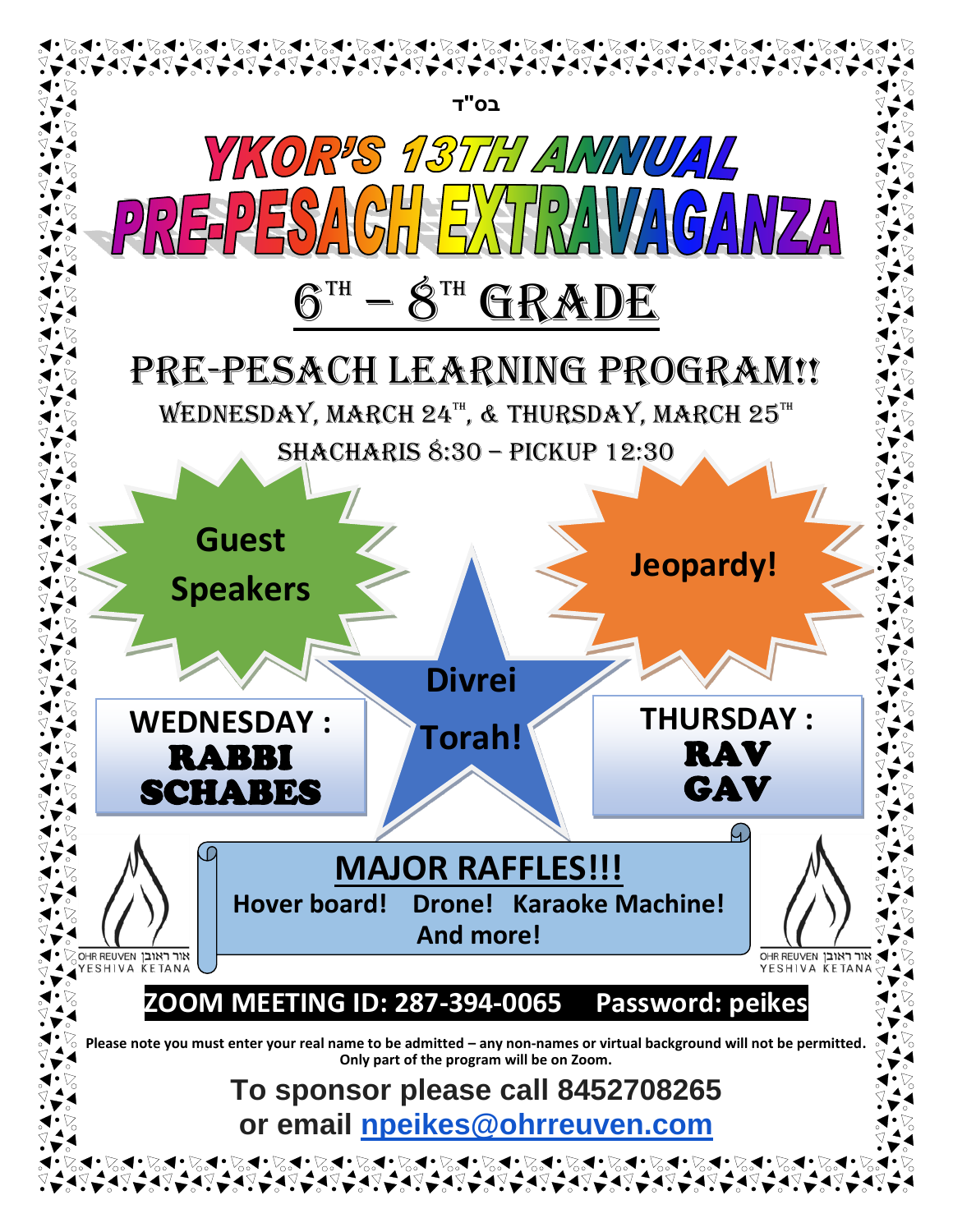בס"ד

# YKOR'S 13TH ANNUAL PRE-PESACH EXTRAVAGANZA

## 6TH – 8TH GRADE

## PRE-PESACH LEARNING PROGRAM!!

WEDNESDAY, MARCH 24TH, & THURSDAY, MARCH 25TH

SHACHARIS 8:30 – PICKUP 12:30

**Guest Speakers**

**Jeopardy!**

**Divrei Torah!**

**WEDNESDAY : RABBI SCHABES**

**THURSDAY : RAV GAV**

## MAJOR RAFFLES!!!

**Hover board! Drone! Karaoke Machine! And more!**

OHR REUVEN אור ראובן YESHIVA KETANA

**ZOOM MEETING ID: 287-394-0065 Password: peikes**

**Please note you must enter your real name to be admitted – any non-names or virtual background will not be permitted. Only part of the program will be on Zoom.**

**To sponsor please call 8452708265 or email npeikes@ohrreuven.com**